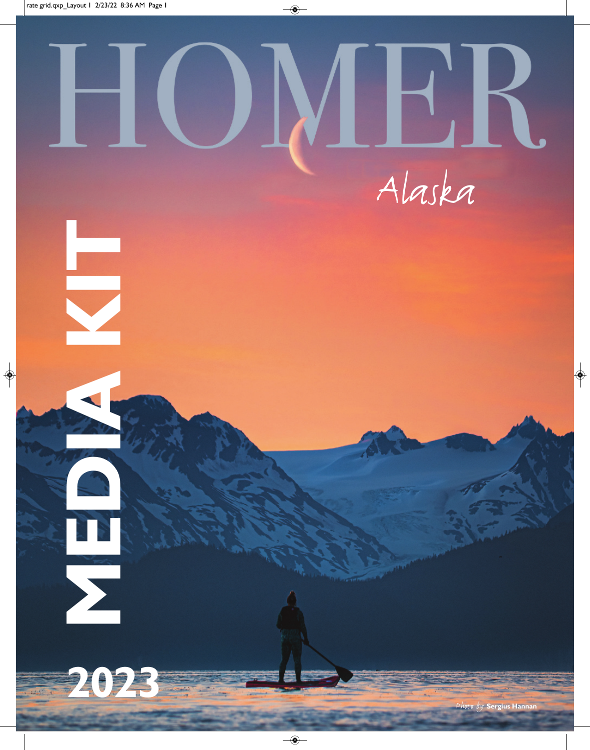# HOMER

*Alaska*

# MEDIA KIT

# 2023

*Photo by* **Sergius Hannan**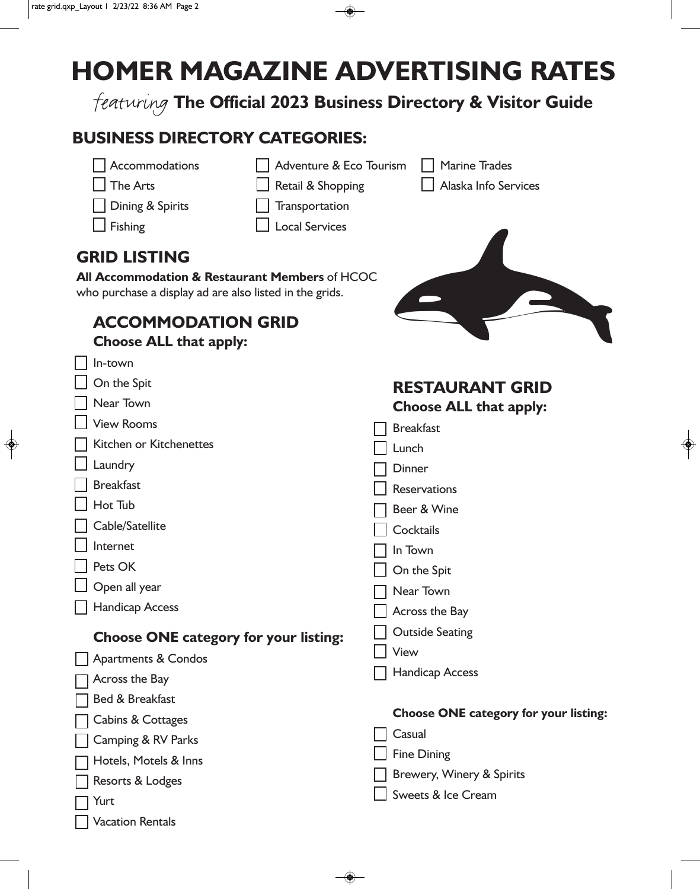# HOMER MAGAZINE ADVERTISING RATES

*featuring* **The Official 2023 Business Directory & Visitor Guide**

## BUSINESS DIRECTORY CATEGORIES:

- ☐ Accommodations
- ☐ The Arts
- ☐ Dining & Spirits
- ☐ Fishing
- ☐ Adventure & Eco Tourism
- ☐ Retail & Shopping
- ☐ Transportation
- ☐ Local Services
- ☐ Marine Trades
- ☐ Alaska Info Services

## GRID LISTING

**All Accommodation & Restaurant Members** of HCOC who purchase a display ad are also listed in the grids.

### ACCOMMODATION GRID

**Choose ALL that apply:**

- ☐ In-town
- ☐ On the Spit
- ☐ Near Town
- ☐ View Rooms
- ☐ Kitchen or Kitchenettes
- ☐ Laundry
- ☐ Breakfast
- ☐ Hot Tub
- ☐ Cable/Satellite
- ☐ Internet
- ☐ Pets OK
- ☐ Open all year
- ☐ Handicap Access

**Choose ONE category for your listing:**

- ☐ Apartments & Condos
- ☐ Across the Bay
- ☐ Bed & Breakfast
- ☐ Cabins & Cottages
- ☐ Camping & RV Parks
- ☐ Hotels, Motels & Inns
- ☐ Resorts & Lodges
- ☐ Yurt
- ☐ Vacation Rentals

### RESTAURANT GRID

**Choose ALL that apply:**

- ☐ Breakfast
- ☐ Lunch
- ☐ Dinner
- ☐ Reservations
- ☐ Beer & Wine
- ☐ Cocktails
- ☐ In Town
- ☐ On the Spit
- ☐ Near Town
- ☐ Across the Bay
- ☐ Outside Seating
- ☐ View
- ☐ Handicap Access

**Choose ONE category for your listing:**

- ☐ Casual
- ☐ Fine Dining
- ☐ Brewery, Winery & Spirits
- ☐ Sweets & Ice Cream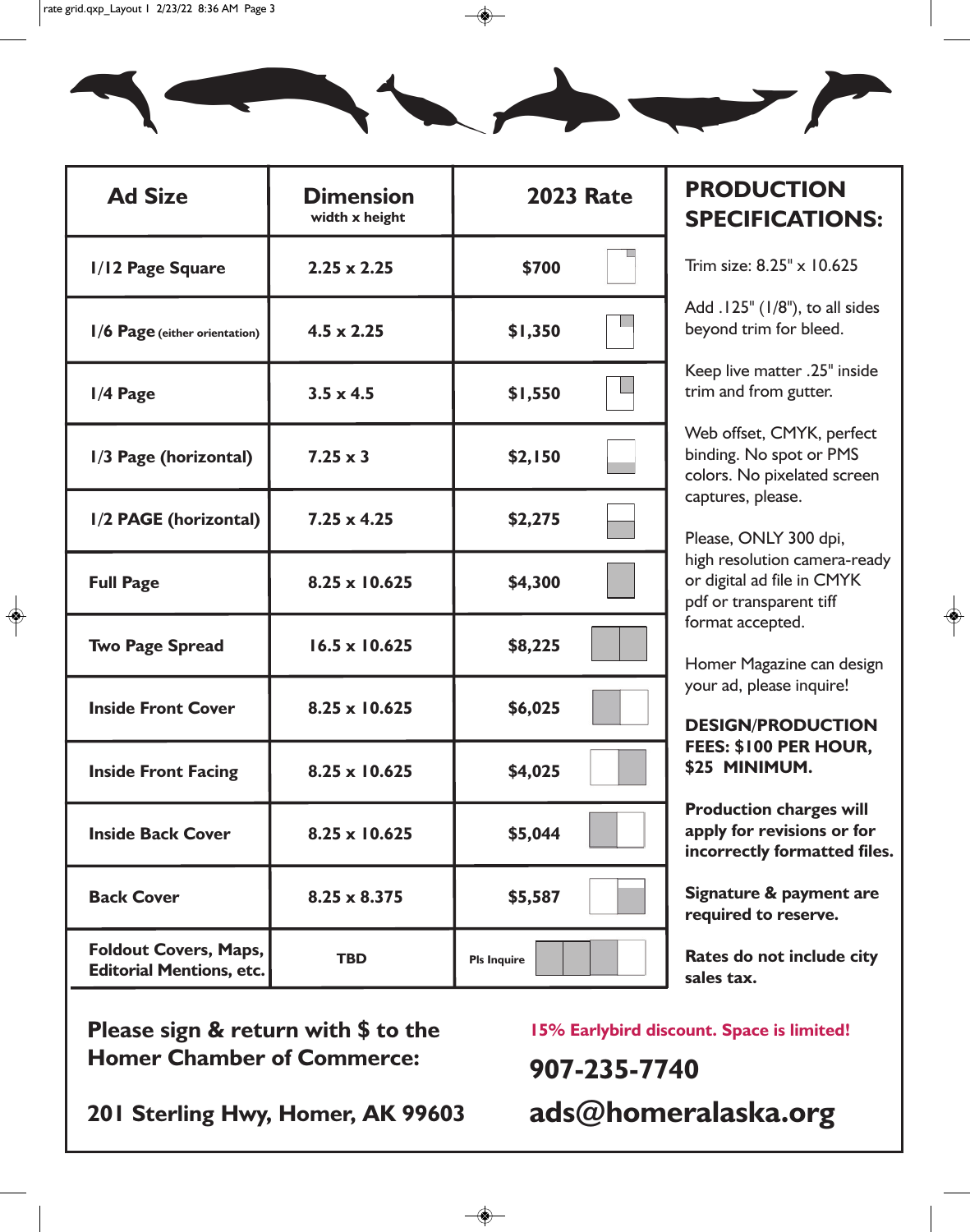| Ad Size | Dimension width x height | 2023 Rate |
|---|---|---|
| 1/12 Page Square | 2.25 x 2.25 | $700 |
| 1/6 Page (either orientation) | 4.5 x 2.25 | $1,350 |
| 1/4 Page | 3.5 x 4.5 | $1,550 |
| 1/3 Page (horizontal) | 7.25 x 3 | $2,150 |
| 1/2 PAGE (horizontal) | 7.25 x 4.25 | $2,275 |
| Full Page | 8.25 x 10.625 | $4,300 |
| Two Page Spread | 16.5 x 10.625 | $8,225 |
| Inside Front Cover | 8.25 x 10.625 | $6,025 |
| Inside Front Facing | 8.25 x 10.625 | $4,025 |
| Inside Back Cover | 8.25 x 10.625 | $5,044 |
| Back Cover | 8.25 x 8.375 | $5,587 |
| Foldout Covers, Maps, Editorial Mentions, etc. | TBD | Pls Inquire |

## PRODUCTION SPECIFICATIONS:

Trim size: 8.25" x 10.625

Add .125" (1/8"), to all sides beyond trim for bleed.

Keep live matter .25" inside trim and from gutter.

Web offset, CMYK, perfect binding. No spot or PMS colors. No pixelated screen captures, please.

Please, ONLY 300 dpi, high resolution camera-ready or digital ad file in CMYK pdf or transparent tiff format accepted.

Homer Magazine can design your ad, please inquire!

**DESIGN/PRODUCTION FEES: $100 PER HOUR, $25 MINIMUM.**

**Production charges will apply for revisions or for incorrectly formatted files.**

**Signature & payment are required to reserve.**

**Rates do not include city sales tax.**

**Please sign & return with $ to the Homer Chamber of Commerce:**

**201 Sterling Hwy, Homer, AK 99603**

**15% Earlybird discount. Space is limited!**

**907-235-7740**

**ads@homeralaska.org**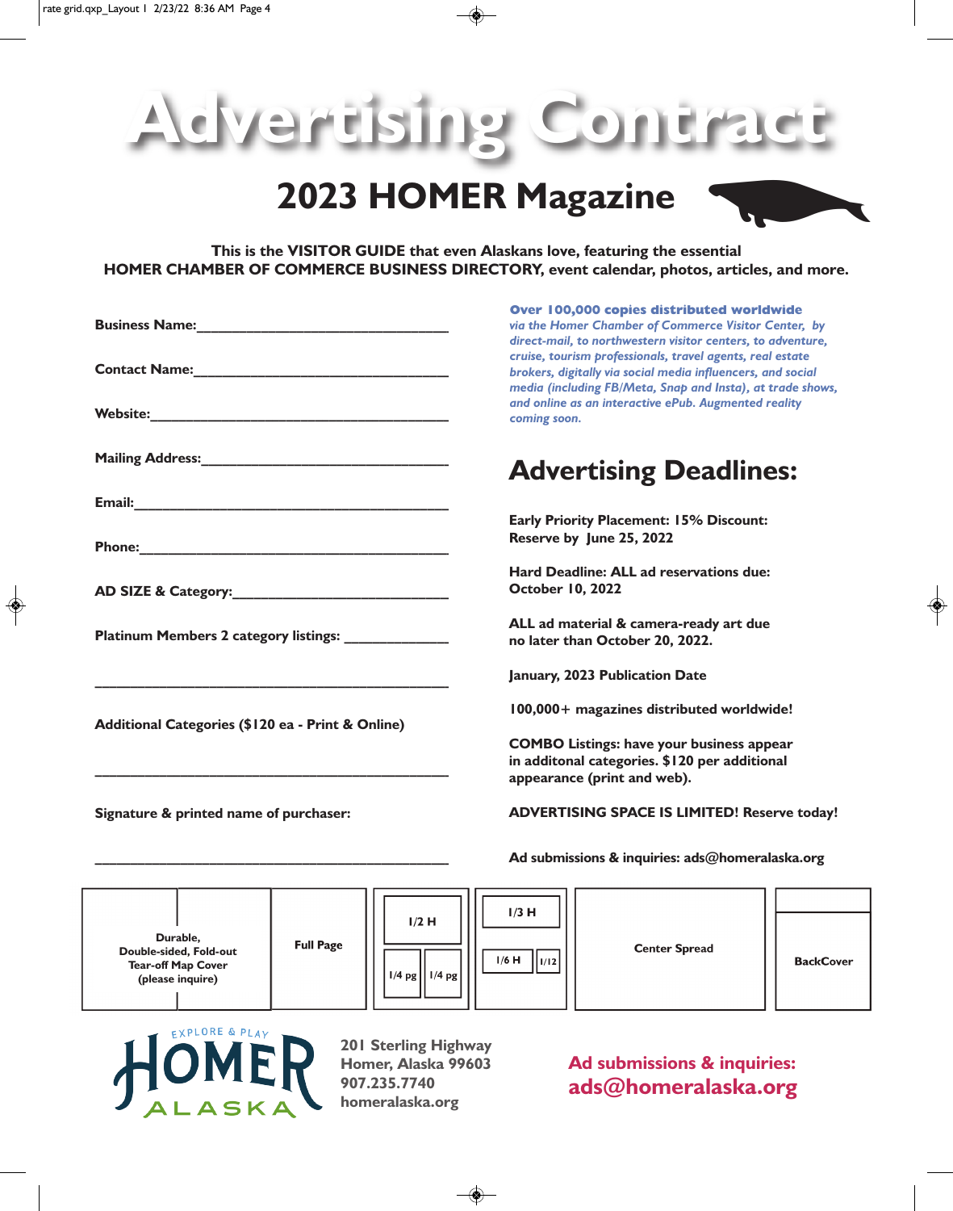# Advertising Contract

## 2023 HOMER Magazine

**This is the VISITOR GUIDE that even Alaskans love, featuring the essential HOMER CHAMBER OF COMMERCE BUSINESS DIRECTORY, event calendar, photos, articles, and more.**

**Business Name:**___________________________________

**Contact Name:**___________________________________

**Website:**___________________________________

**Mailing Address:**___________________________________

**Email:**___________________________________

**Phone:**___________________________________

**AD SIZE & Category:**___________________________________

**Platinum Members 2 category listings:** _______________

_______________________________________________

**Additional Categories ($120 ea - Print & Online)**

_______________________________________________

**Signature & printed name of purchaser:**

_______________________________________________

**Over 100,000 copies distributed worldwide**
*via the Homer Chamber of Commerce Visitor Center, by direct-mail, to northwestern visitor centers, to adventure, cruise, tourism professionals, travel agents, real estate brokers, digitally via social media influencers, and social media (including FB/Meta, Snap and Insta), at trade shows, and online as an interactive ePub. Augmented reality coming soon.*

## Advertising Deadlines:

**Early Priority Placement: 15% Discount: Reserve by June 25, 2022**

**Hard Deadline: ALL ad reservations due: October 10, 2022**

**ALL ad material & camera-ready art due no later than October 20, 2022.**

**January, 2023 Publication Date**

**100,000+ magazines distributed worldwide!**

**COMBO Listings: have your business appear in additonal categories. $120 per additional appearance (print and web).**

**ADVERTISING SPACE IS LIMITED! Reserve today!**

**Ad submissions & inquiries: ads@homeralaska.org**

**Durable, Double-sided, Fold-out Tear-off Map Cover (please inquire)**

**Full Page**

**1/2 H**

**1/4 pg**

**1/4 pg**

**1/3 H**

**1/6 H**

**1/12**

**Center Spread**

**BackCover**

EXPLORE & PLAY
HOMER
ALASKA

**201 Sterling Highway**
**Homer, Alaska 99603**
**907.235.7740**
**homeralaska.org**

**Ad submissions & inquiries:**
**ads@homeralaska.org**